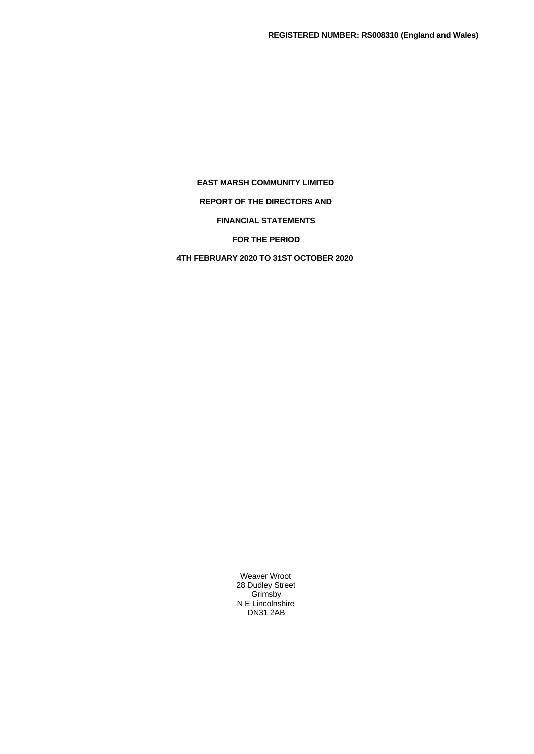**REGISTERED NUMBER: RS008310 (England and Wales)**

# EAST MARSH COMMUNITY LIMITED

## REPORT OF THE DIRECTORS AND

## FINANCIAL STATEMENTS

## FOR THE PERIOD

## 4TH FEBRUARY 2020 TO 31ST OCTOBER 2020

Weaver Wroot
28 Dudley Street
Grimsby
N E Lincolnshire
DN31 2AB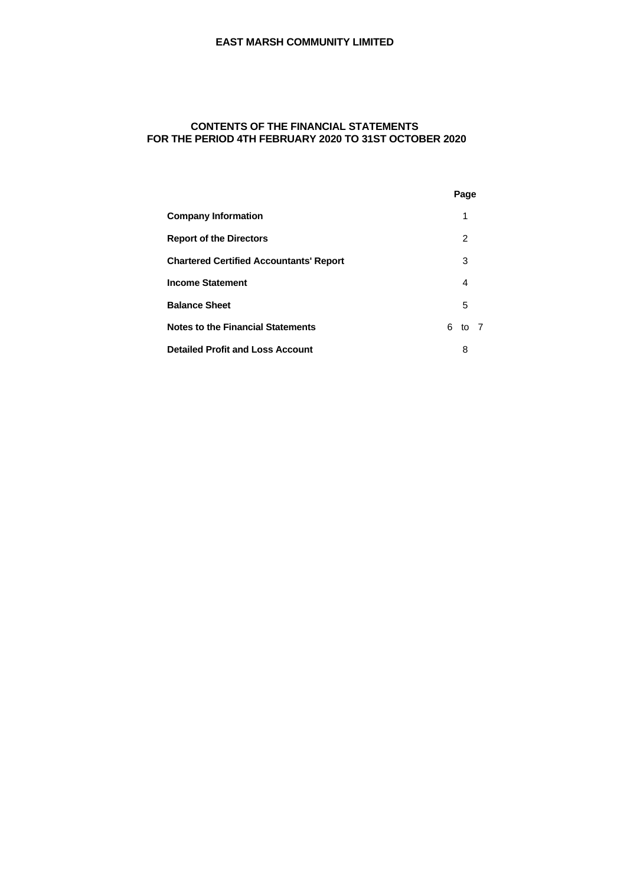# EAST MARSH COMMUNITY LIMITED

## CONTENTS OF THE FINANCIAL STATEMENTS
## FOR THE PERIOD 4TH FEBRUARY 2020 TO 31ST OCTOBER 2020

| | Page |
|---|---|
| **Company Information** | 1 |
| **Report of the Directors** | 2 |
| **Chartered Certified Accountants' Report** | 3 |
| **Income Statement** | 4 |
| **Balance Sheet** | 5 |
| **Notes to the Financial Statements** | 6 to 7 |
| **Detailed Profit and Loss Account** | 8 |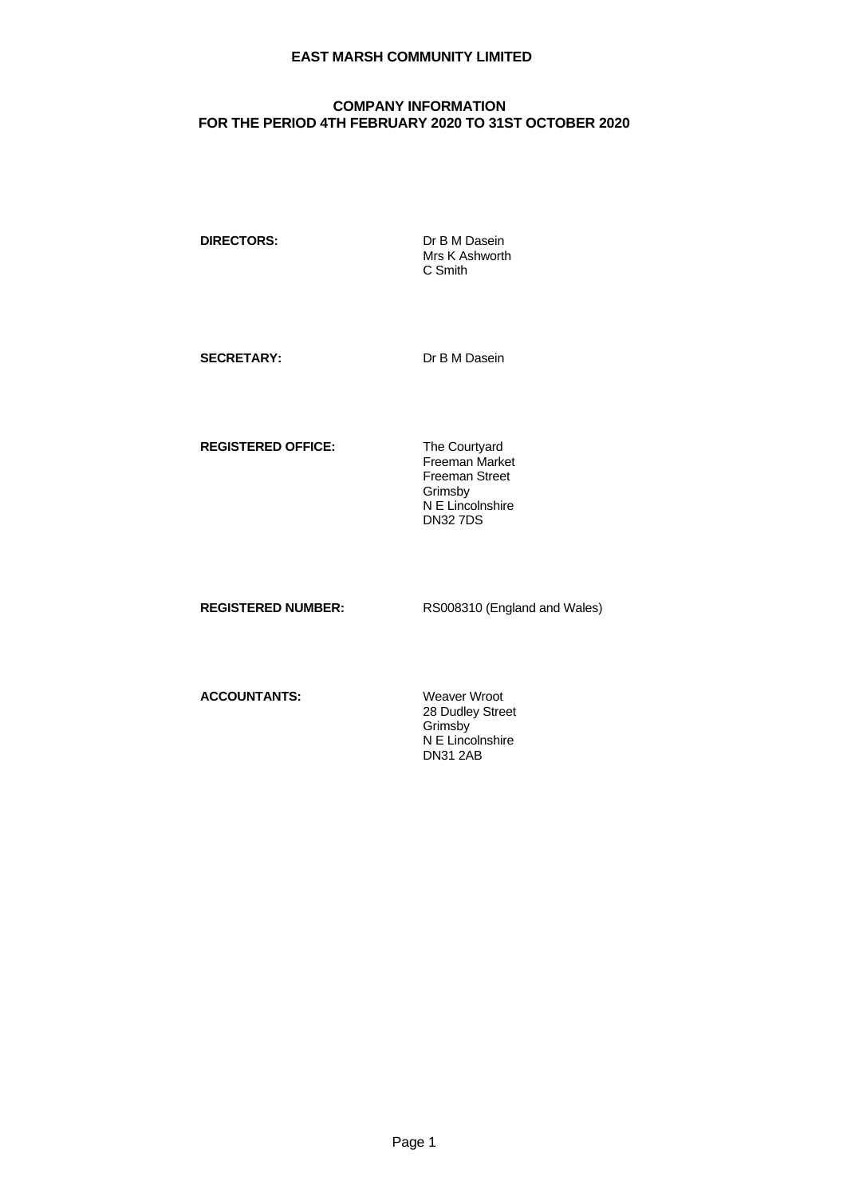# EAST MARSH COMMUNITY LIMITED

## COMPANY INFORMATION
## FOR THE PERIOD 4TH FEBRUARY 2020 TO 31ST OCTOBER 2020

| | |
|---|---|
| **DIRECTORS:** | Dr B M Dasein<br>Mrs K Ashworth<br>C Smith |
| **SECRETARY:** | Dr B M Dasein |
| **REGISTERED OFFICE:** | The Courtyard<br>Freeman Market<br>Freeman Street<br>Grimsby<br>N E Lincolnshire<br>DN32 7DS |
| **REGISTERED NUMBER:** | RS008310 (England and Wales) |
| **ACCOUNTANTS:** | Weaver Wroot<br>28 Dudley Street<br>Grimsby<br>N E Lincolnshire<br>DN31 2AB |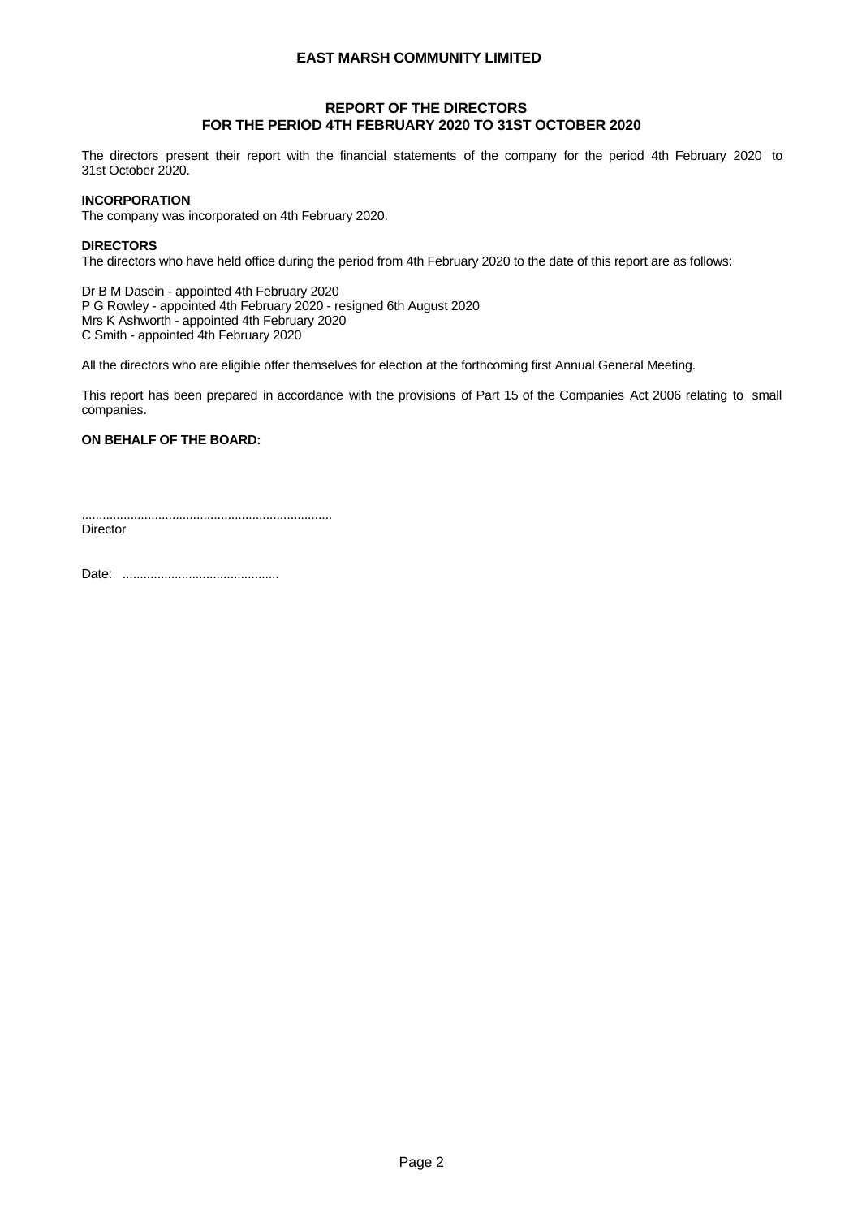# EAST MARSH COMMUNITY LIMITED

## REPORT OF THE DIRECTORS
## FOR THE PERIOD 4TH FEBRUARY 2020 TO 31ST OCTOBER 2020

The directors present their report with the financial statements of the company for the period 4th February 2020 to 31st October 2020.

**INCORPORATION**

The company was incorporated on 4th February 2020.

**DIRECTORS**

The directors who have held office during the period from 4th February 2020 to the date of this report are as follows:

Dr B M Dasein - appointed 4th February 2020
P G Rowley - appointed 4th February 2020 - resigned 6th August 2020
Mrs K Ashworth - appointed 4th February 2020
C Smith - appointed 4th February 2020

All the directors who are eligible offer themselves for election at the forthcoming first Annual General Meeting.

This report has been prepared in accordance with the provisions of Part 15 of the Companies Act 2006 relating to small companies.

**ON BEHALF OF THE BOARD:**

........................................................................
Director

Date: .............................................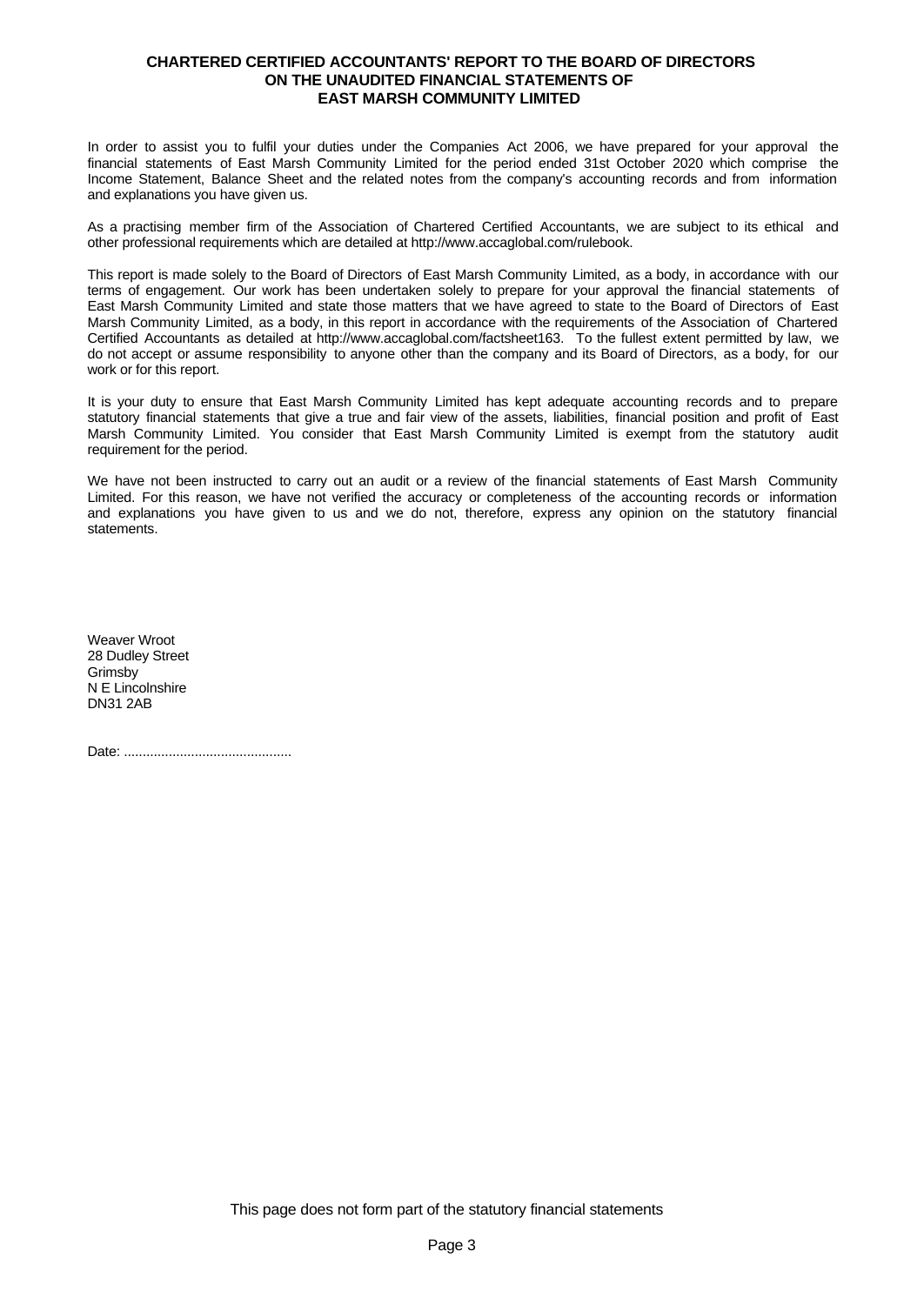# CHARTERED CERTIFIED ACCOUNTANTS' REPORT TO THE BOARD OF DIRECTORS ON THE UNAUDITED FINANCIAL STATEMENTS OF EAST MARSH COMMUNITY LIMITED

In order to assist you to fulfil your duties under the Companies Act 2006, we have prepared for your approval the financial statements of East Marsh Community Limited for the period ended 31st October 2020 which comprise the Income Statement, Balance Sheet and the related notes from the company's accounting records and from information and explanations you have given us.

As a practising member firm of the Association of Chartered Certified Accountants, we are subject to its ethical and other professional requirements which are detailed at http://www.accaglobal.com/rulebook.

This report is made solely to the Board of Directors of East Marsh Community Limited, as a body, in accordance with our terms of engagement. Our work has been undertaken solely to prepare for your approval the financial statements of East Marsh Community Limited and state those matters that we have agreed to state to the Board of Directors of East Marsh Community Limited, as a body, in this report in accordance with the requirements of the Association of Chartered Certified Accountants as detailed at http://www.accaglobal.com/factsheet163. To the fullest extent permitted by law, we do not accept or assume responsibility to anyone other than the company and its Board of Directors, as a body, for our work or for this report.

It is your duty to ensure that East Marsh Community Limited has kept adequate accounting records and to prepare statutory financial statements that give a true and fair view of the assets, liabilities, financial position and profit of East Marsh Community Limited. You consider that East Marsh Community Limited is exempt from the statutory audit requirement for the period.

We have not been instructed to carry out an audit or a review of the financial statements of East Marsh Community Limited. For this reason, we have not verified the accuracy or completeness of the accounting records or information and explanations you have given to us and we do not, therefore, express any opinion on the statutory financial statements.

Weaver Wroot
28 Dudley Street
Grimsby
N E Lincolnshire
DN31 2AB

Date: .............................................

This page does not form part of the statutory financial statements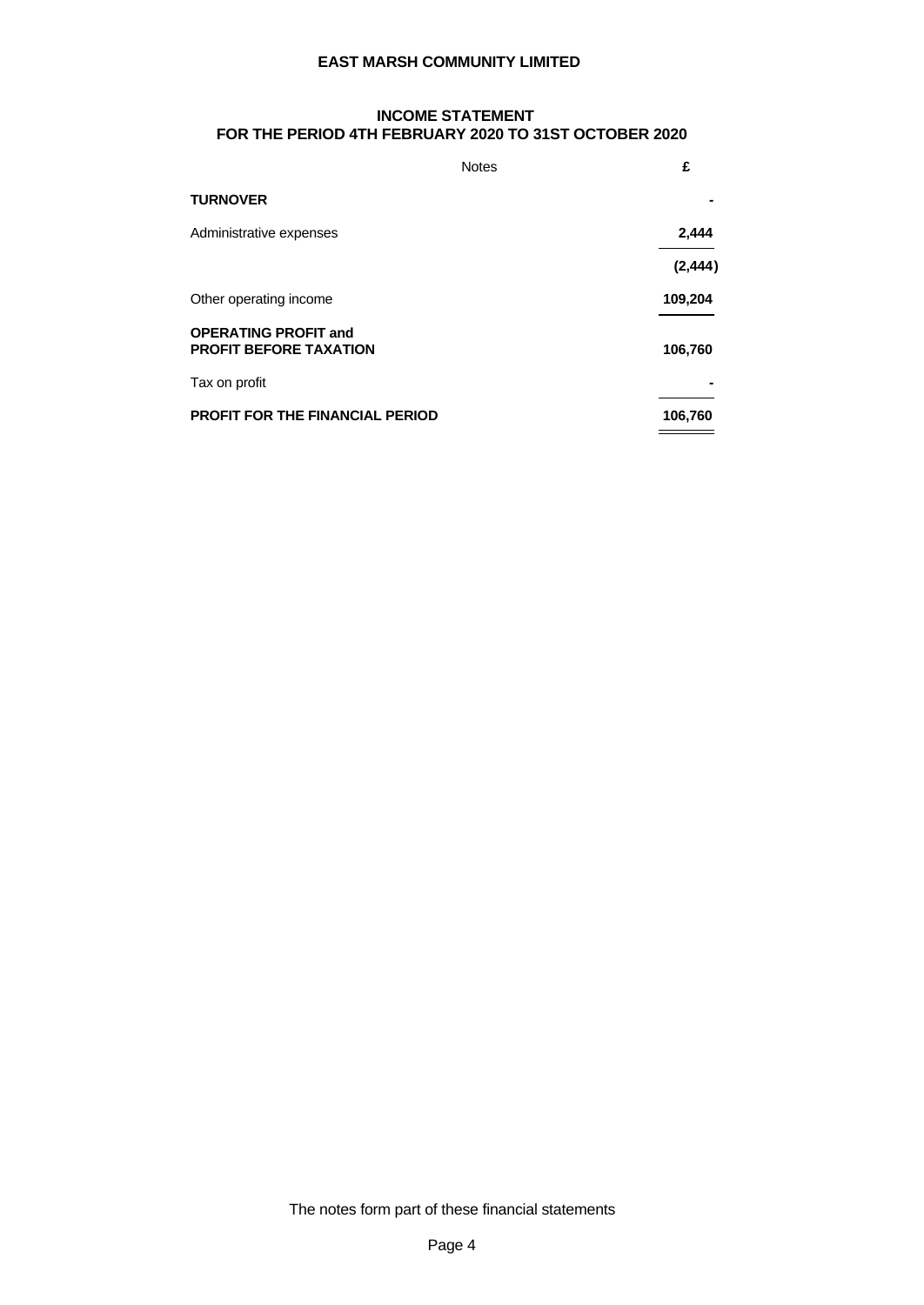# EAST MARSH COMMUNITY LIMITED

## INCOME STATEMENT
## FOR THE PERIOD 4TH FEBRUARY 2020 TO 31ST OCTOBER 2020

| | Notes | £ |
|---|---|---|
| **TURNOVER** | | - |
| Administrative expenses | | 2,444 |
| | | (2,444) |
| Other operating income | | 109,204 |
| **OPERATING PROFIT and PROFIT BEFORE TAXATION** | | 106,760 |
| Tax on profit | | - |
| **PROFIT FOR THE FINANCIAL PERIOD** | | 106,760 |

The notes form part of these financial statements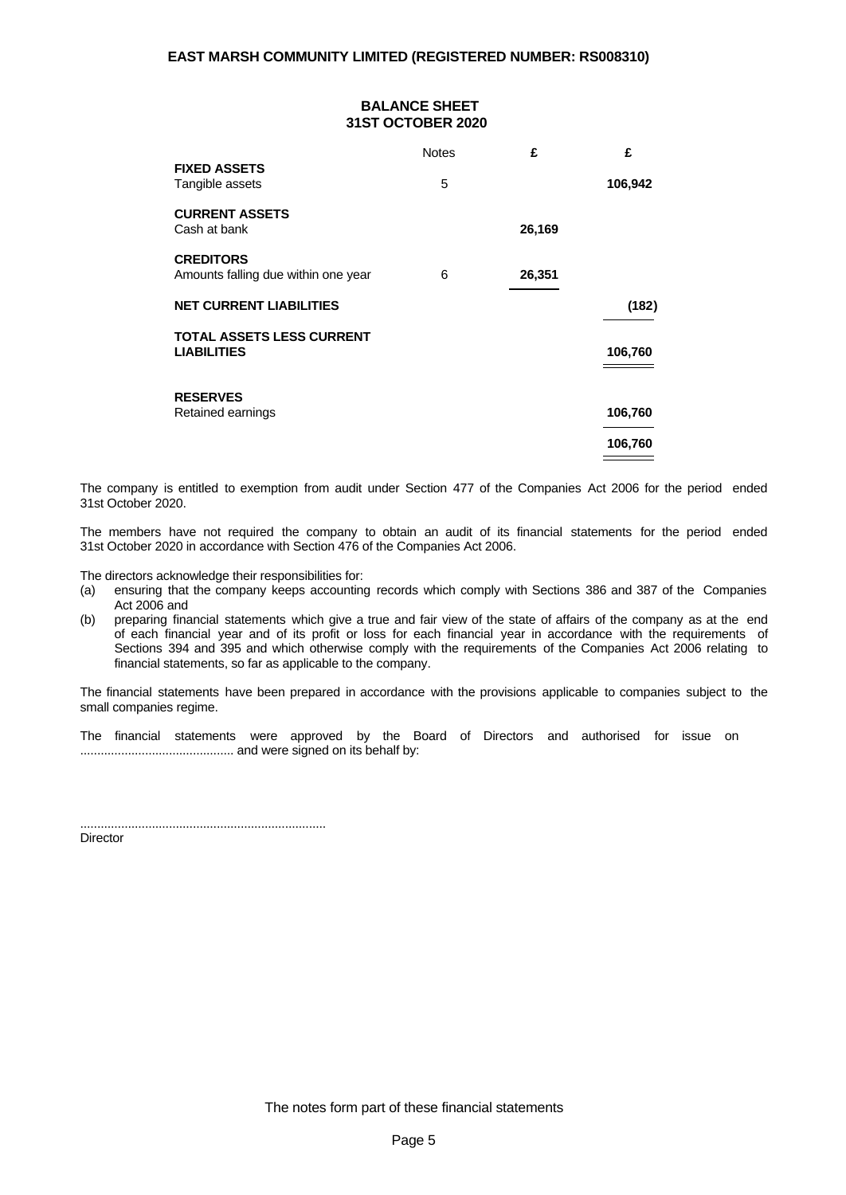**EAST MARSH COMMUNITY LIMITED (REGISTERED NUMBER: RS008310)**

# BALANCE SHEET
## 31ST OCTOBER 2020

| | Notes | £ | £ |
|---|---|---|---|
| **FIXED ASSETS** | | | |
| Tangible assets | 5 | | **106,942** |
| **CURRENT ASSETS** | | | |
| Cash at bank | | **26,169** | |
| **CREDITORS** | | | |
| Amounts falling due within one year | 6 | **26,351** | |
| **NET CURRENT LIABILITIES** | | | **(182)** |
| **TOTAL ASSETS LESS CURRENT LIABILITIES** | | | **106,760** |
| **RESERVES** | | | |
| Retained earnings | | | **106,760** |
| | | | **106,760** |

The company is entitled to exemption from audit under Section 477 of the Companies Act 2006 for the period ended 31st October 2020.

The members have not required the company to obtain an audit of its financial statements for the period ended 31st October 2020 in accordance with Section 476 of the Companies Act 2006.

The directors acknowledge their responsibilities for:

(a) ensuring that the company keeps accounting records which comply with Sections 386 and 387 of the Companies Act 2006 and

(b) preparing financial statements which give a true and fair view of the state of affairs of the company as at the end of each financial year and of its profit or loss for each financial year in accordance with the requirements of Sections 394 and 395 and which otherwise comply with the requirements of the Companies Act 2006 relating to financial statements, so far as applicable to the company.

The financial statements have been prepared in accordance with the provisions applicable to companies subject to the small companies regime.

The financial statements were approved by the Board of Directors and authorised for issue on ............................................ and were signed on its behalf by:

.......................................................................

Director

The notes form part of these financial statements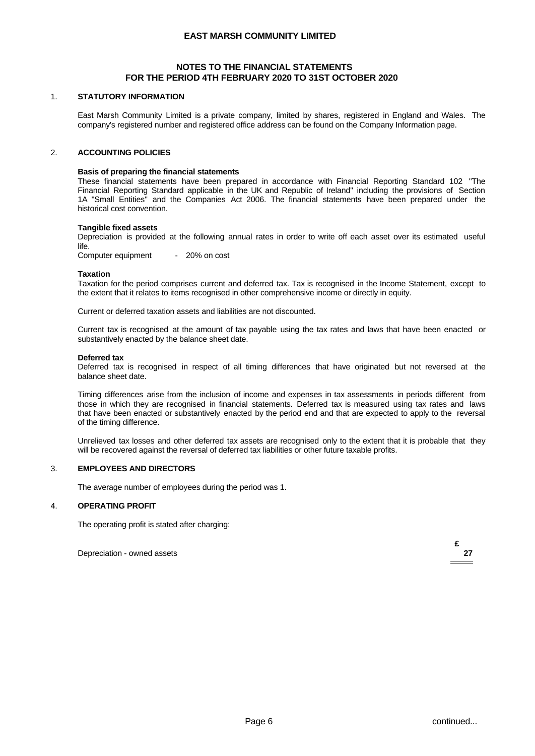# EAST MARSH COMMUNITY LIMITED

## NOTES TO THE FINANCIAL STATEMENTS FOR THE PERIOD 4TH FEBRUARY 2020 TO 31ST OCTOBER 2020

### 1. STATUTORY INFORMATION

East Marsh Community Limited is a private company, limited by shares, registered in England and Wales. The company's registered number and registered office address can be found on the Company Information page.

### 2. ACCOUNTING POLICIES

**Basis of preparing the financial statements**
These financial statements have been prepared in accordance with Financial Reporting Standard 102 "The Financial Reporting Standard applicable in the UK and Republic of Ireland" including the provisions of Section 1A "Small Entities" and the Companies Act 2006. The financial statements have been prepared under the historical cost convention.

**Tangible fixed assets**
Depreciation is provided at the following annual rates in order to write off each asset over its estimated useful life.

Computer equipment - 20% on cost

**Taxation**
Taxation for the period comprises current and deferred tax. Tax is recognised in the Income Statement, except to the extent that it relates to items recognised in other comprehensive income or directly in equity.

Current or deferred taxation assets and liabilities are not discounted.

Current tax is recognised at the amount of tax payable using the tax rates and laws that have been enacted or substantively enacted by the balance sheet date.

**Deferred tax**
Deferred tax is recognised in respect of all timing differences that have originated but not reversed at the balance sheet date.

Timing differences arise from the inclusion of income and expenses in tax assessments in periods different from those in which they are recognised in financial statements. Deferred tax is measured using tax rates and laws that have been enacted or substantively enacted by the period end and that are expected to apply to the reversal of the timing difference.

Unrelieved tax losses and other deferred tax assets are recognised only to the extent that it is probable that they will be recovered against the reversal of deferred tax liabilities or other future taxable profits.

### 3. EMPLOYEES AND DIRECTORS

The average number of employees during the period was 1.

### 4. OPERATING PROFIT

The operating profit is stated after charging:

| | £ |
|---|---|
| Depreciation - owned assets | **27** |

continued...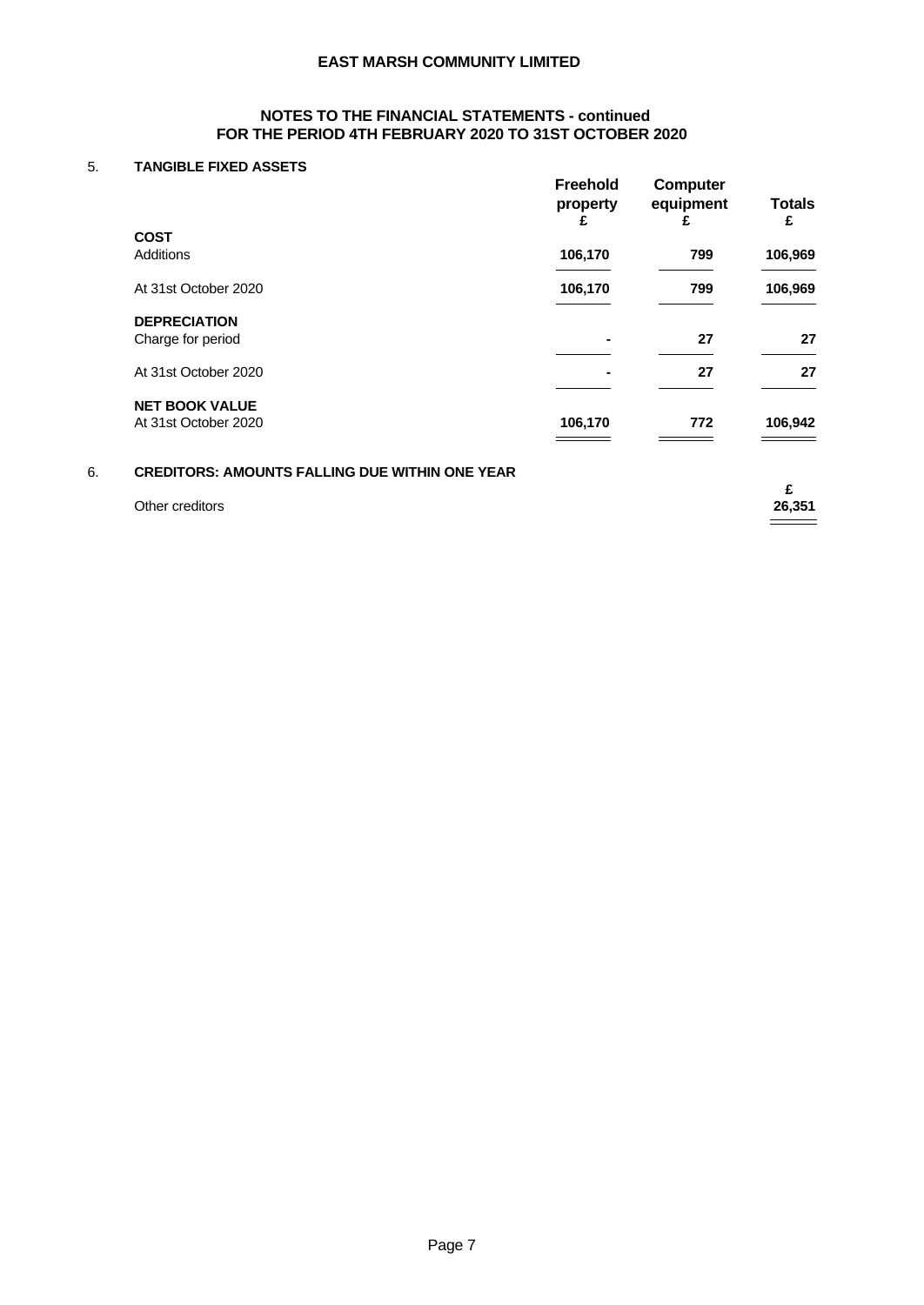# EAST MARSH COMMUNITY LIMITED

## NOTES TO THE FINANCIAL STATEMENTS - continued
## FOR THE PERIOD 4TH FEBRUARY 2020 TO 31ST OCTOBER 2020

### 5. TANGIBLE FIXED ASSETS

| | Freehold property £ | Computer equipment £ | Totals £ |
|---|---|---|---|
| **COST** | | | |
| Additions | **106,170** | **799** | **106,969** |
| At 31st October 2020 | **106,170** | **799** | **106,969** |
| **DEPRECIATION** | | | |
| Charge for period | **-** | **27** | **27** |
| At 31st October 2020 | **-** | **27** | **27** |
| **NET BOOK VALUE** | | | |
| At 31st October 2020 | **106,170** | **772** | **106,942** |

### 6. CREDITORS: AMOUNTS FALLING DUE WITHIN ONE YEAR

| | £ |
|---|---|
| Other creditors | **26,351** |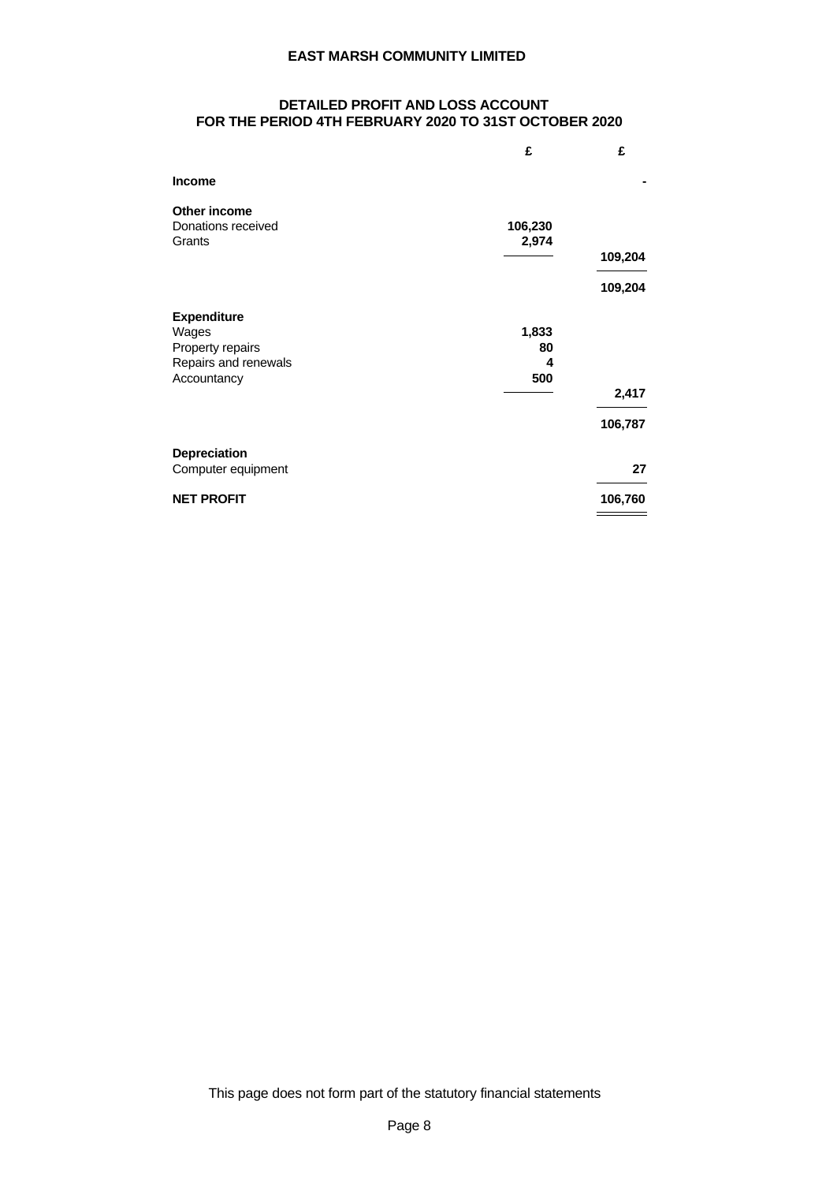**EAST MARSH COMMUNITY LIMITED**

## DETAILED PROFIT AND LOSS ACCOUNT
## FOR THE PERIOD 4TH FEBRUARY 2020 TO 31ST OCTOBER 2020

| | £ | £ |
|---|---|---|
| **Income** | | - |
| **Other income** | | |
| Donations received | 106,230 | |
| Grants | 2,974 | |
| | | 109,204 |
| | | 109,204 |
| **Expenditure** | | |
| Wages | 1,833 | |
| Property repairs | 80 | |
| Repairs and renewals | 4 | |
| Accountancy | 500 | |
| | | 2,417 |
| | | 106,787 |
| **Depreciation** | | |
| Computer equipment | | 27 |
| **NET PROFIT** | | 106,760 |

This page does not form part of the statutory financial statements